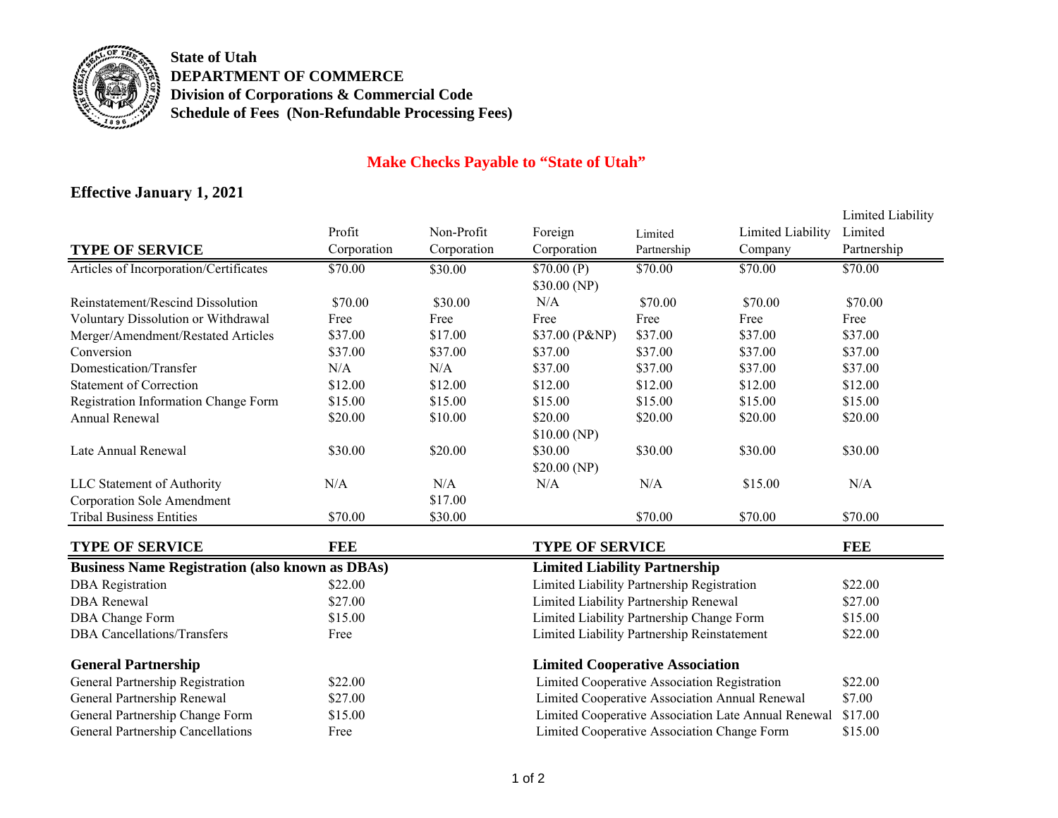**State of Utah**
**DEPARTMENT OF COMMERCE**
**Division of Corporations & Commercial Code**
**Schedule of Fees (Non-Refundable Processing Fees)**

**Make Checks Payable to "State of Utah"**

**Effective January 1, 2021**

| TYPE OF SERVICE | Profit Corporation | Non-Profit Corporation | Foreign Corporation | Limited Partnership | Limited Liability Company | Limited Liability Limited Partnership |
|---|---|---|---|---|---|---|
| Articles of Incorporation/Certificates | $70.00 | $30.00 | $70.00 (P) $30.00 (NP) | $70.00 | $70.00 | $70.00 |
| Reinstatement/Rescind Dissolution | $70.00 | $30.00 | N/A | $70.00 | $70.00 | $70.00 |
| Voluntary Dissolution or Withdrawal | Free | Free | Free | Free | Free | Free |
| Merger/Amendment/Restated Articles | $37.00 | $17.00 | $37.00 (P&NP) | $37.00 | $37.00 | $37.00 |
| Conversion | $37.00 | $37.00 | $37.00 | $37.00 | $37.00 | $37.00 |
| Domestication/Transfer | N/A | N/A | $37.00 | $37.00 | $37.00 | $37.00 |
| Statement of Correction | $12.00 | $12.00 | $12.00 | $12.00 | $12.00 | $12.00 |
| Registration Information Change Form | $15.00 | $15.00 | $15.00 | $15.00 | $15.00 | $15.00 |
| Annual Renewal | $20.00 | $10.00 | $20.00 $10.00 (NP) | $20.00 | $20.00 | $20.00 |
| Late Annual Renewal | $30.00 | $20.00 | $30.00 $20.00 (NP) | $30.00 | $30.00 | $30.00 |
| LLC Statement of Authority | N/A | N/A | N/A | N/A | $15.00 | N/A |
| Corporation Sole Amendment | | $17.00 | | | | |
| Tribal Business Entities | $70.00 | $30.00 | | $70.00 | $70.00 | $70.00 |

| TYPE OF SERVICE | FEE |
|---|---|
| **Business Name Registration (also known as DBAs)** | |
| DBA Registration | $22.00 |
| DBA Renewal | $27.00 |
| DBA Change Form | $15.00 |
| DBA Cancellations/Transfers | Free |
| **General Partnership** | |
| General Partnership Registration | $22.00 |
| General Partnership Renewal | $27.00 |
| General Partnership Change Form | $15.00 |
| General Partnership Cancellations | Free |

| TYPE OF SERVICE | FEE |
|---|---|
| **Limited Liability Partnership** | |
| Limited Liability Partnership Registration | $22.00 |
| Limited Liability Partnership Renewal | $27.00 |
| Limited Liability Partnership Change Form | $15.00 |
| Limited Liability Partnership Reinstatement | $22.00 |
| **Limited Cooperative Association** | |
| Limited Cooperative Association Registration | $22.00 |
| Limited Cooperative Association Annual Renewal | $7.00 |
| Limited Cooperative Association Late Annual Renewal | $17.00 |
| Limited Cooperative Association Change Form | $15.00 |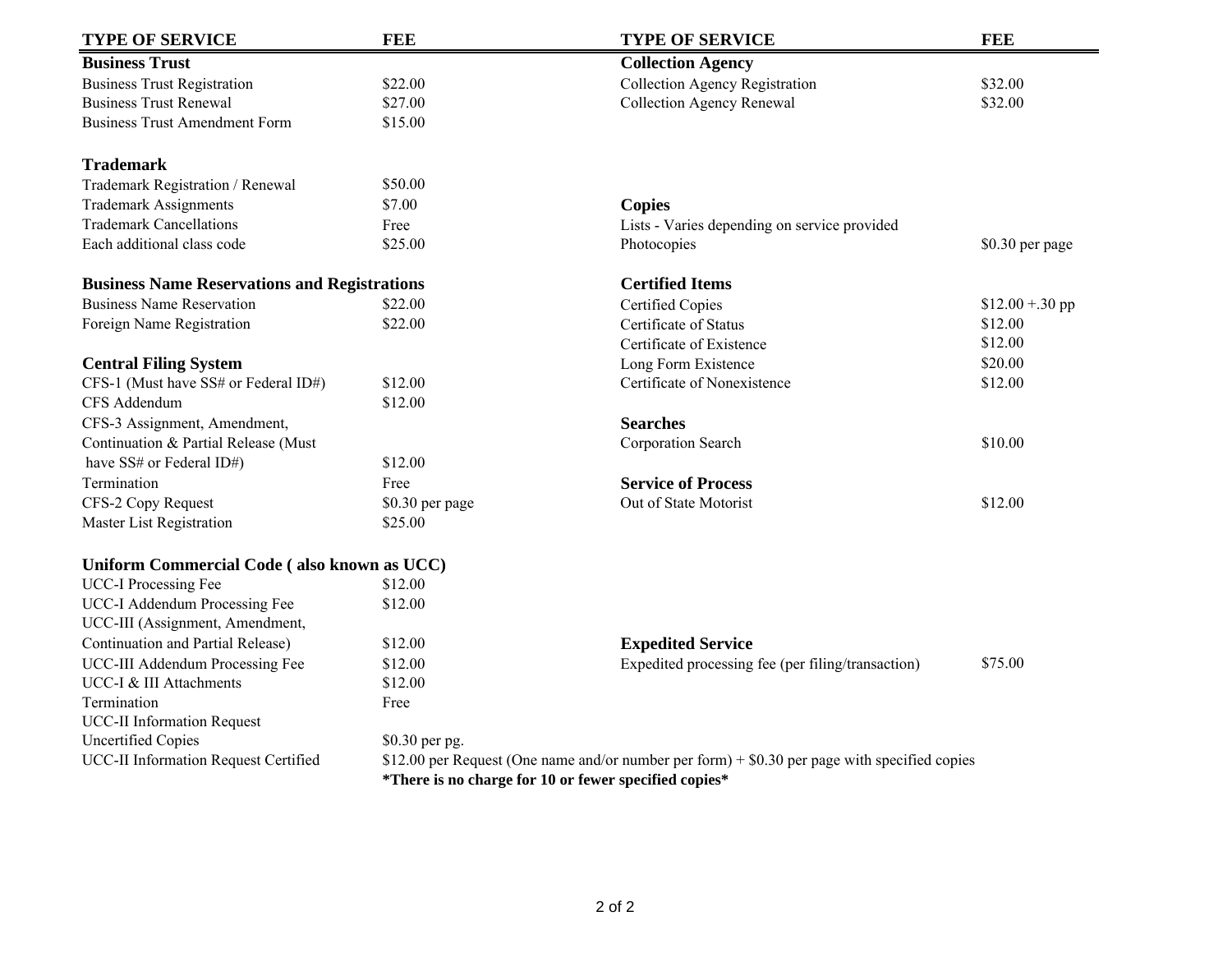| TYPE OF SERVICE | FEE |
|---|---|
| **Business Trust** | |
| Business Trust Registration | $22.00 |
| Business Trust Renewal | $27.00 |
| Business Trust Amendment Form | $15.00 |
| **Trademark** | |
| Trademark Registration / Renewal | $50.00 |
| Trademark Assignments | $7.00 |
| Trademark Cancellations | Free |
| Each additional class code | $25.00 |
| **Business Name Reservations and Registrations** | |
| Business Name Reservation | $22.00 |
| Foreign Name Registration | $22.00 |
| **Central Filing System** | |
| CFS-1 (Must have SS# or Federal ID#) | $12.00 |
| CFS Addendum | $12.00 |
| CFS-3 Assignment, Amendment, Continuation & Partial Release (Must have SS# or Federal ID#) | $12.00 |
| Termination | Free |
| CFS-2 Copy Request | $0.30 per page |
| Master List Registration | $25.00 |
| **Uniform Commercial Code ( also known as UCC)** | |
| UCC-I Processing Fee | $12.00 |
| UCC-I Addendum Processing Fee | $12.00 |
| UCC-III (Assignment, Amendment, Continuation and Partial Release) | $12.00 |
| UCC-III Addendum Processing Fee | $12.00 |
| UCC-I & III Attachments | $12.00 |
| Termination | Free |
| UCC-II Information Request | |
| Uncertified Copies | $0.30 per pg. |
| UCC-II Information Request Certified | $12.00 per Request (One name and/or number per form) + $0.30 per page with specified copies |

**\*There is no charge for 10 or fewer specified copies\***

| TYPE OF SERVICE | FEE |
|---|---|
| **Collection Agency** | |
| Collection Agency Registration | $32.00 |
| Collection Agency Renewal | $32.00 |
| **Copies** | |
| Lists - Varies depending on service provided | |
| Photocopies | $0.30 per page |
| **Certified Items** | |
| Certified Copies | $12.00 +.30 pp |
| Certificate of Status | $12.00 |
| Certificate of Existence | $12.00 |
| Long Form Existence | $20.00 |
| Certificate of Nonexistence | $12.00 |
| **Searches** | |
| Corporation Search | $10.00 |
| **Service of Process** | |
| Out of State Motorist | $12.00 |
| **Expedited Service** | |
| Expedited processing fee (per filing/transaction) | $75.00 |